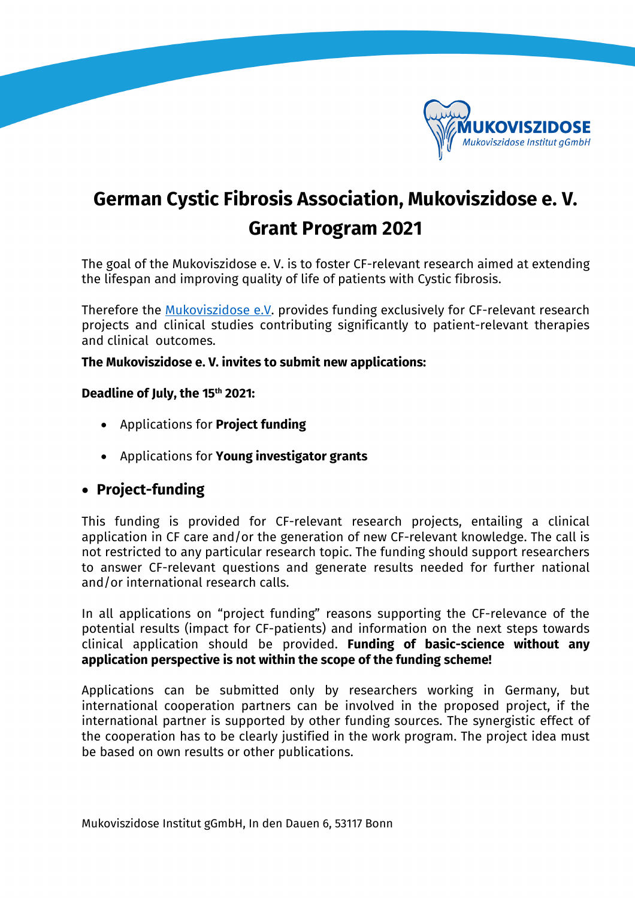# German Cystic Fibrosis Association, Mukoviszidose e. V. Grant Program 2021

The goal of the Mukoviszidose e. V. is to foster CF-relevant research aimed at extending the lifespan and improving quality of life of patients with Cystic fibrosis.

Therefore the Mukoviszidose e.V. provides funding exclusively for CF-relevant research projects and clinical studies contributing significantly to patient-relevant therapies and clinical outcomes.

**The Mukoviszidose e. V. invites to submit new applications:**

**Deadline of July, the 15th 2021:**

- Applications for **Project funding**
- Applications for **Young investigator grants**

## • Project-funding

This funding is provided for CF-relevant research projects, entailing a clinical application in CF care and/or the generation of new CF-relevant knowledge. The call is not restricted to any particular research topic. The funding should support researchers to answer CF-relevant questions and generate results needed for further national and/or international research calls.

In all applications on "project funding" reasons supporting the CF-relevance of the potential results (impact for CF-patients) and information on the next steps towards clinical application should be provided. **Funding of basic-science without any application perspective is not within the scope of the funding scheme!**

Applications can be submitted only by researchers working in Germany, but international cooperation partners can be involved in the proposed project, if the international partner is supported by other funding sources. The synergistic effect of the cooperation has to be clearly justified in the work program. The project idea must be based on own results or other publications.

Mukoviszidose Institut gGmbH, In den Dauen 6, 53117 Bonn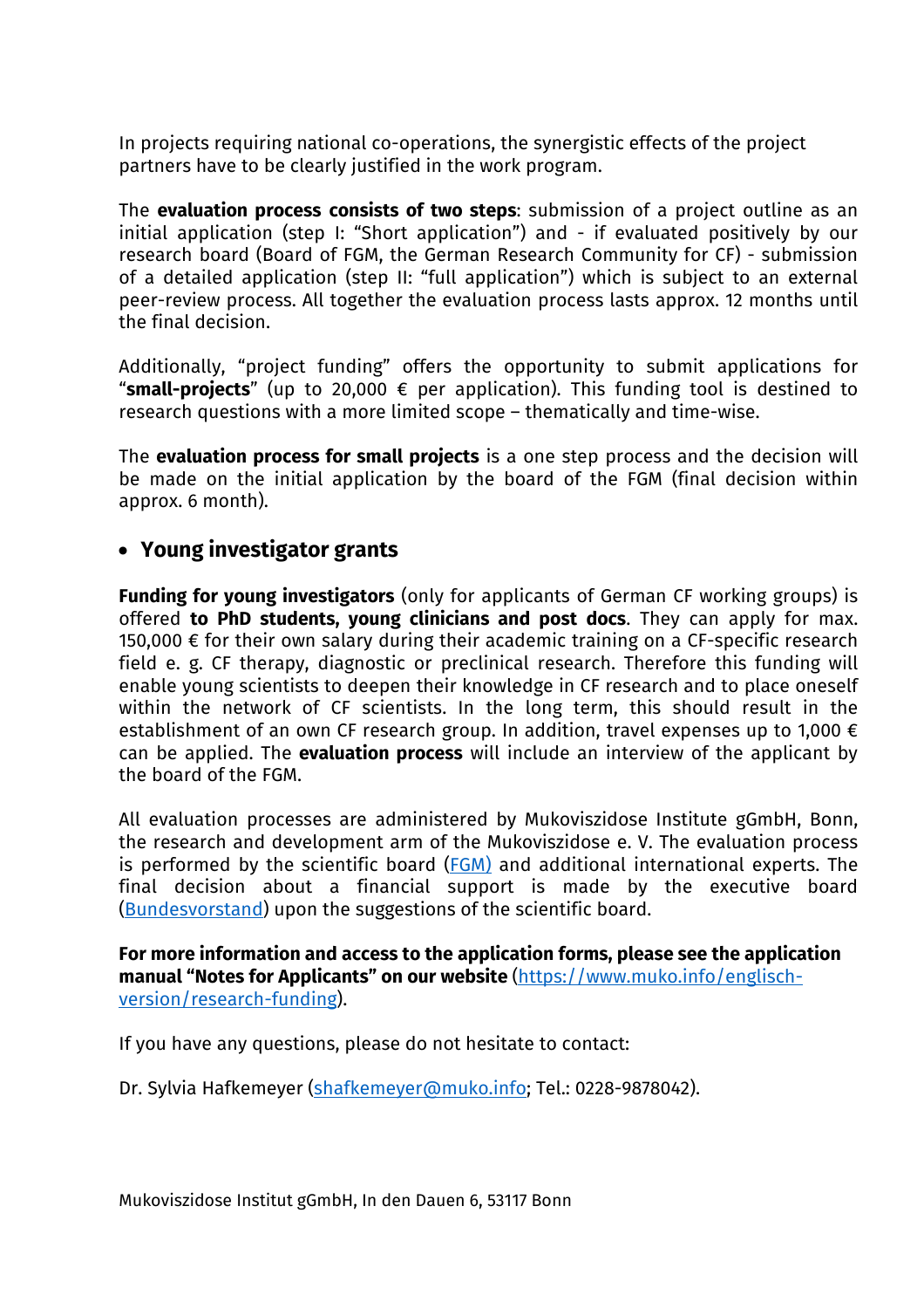In projects requiring national co-operations, the synergistic effects of the project partners have to be clearly justified in the work program.

The **evaluation process consists of two steps**: submission of a project outline as an initial application (step I: "Short application") and - if evaluated positively by our research board (Board of FGM, the German Research Community for CF) - submission of a detailed application (step II: "full application") which is subject to an external peer-review process. All together the evaluation process lasts approx. 12 months until the final decision.

Additionally, "project funding" offers the opportunity to submit applications for "**small-projects**" (up to 20,000 € per application). This funding tool is destined to research questions with a more limited scope – thematically and time-wise.

The **evaluation process for small projects** is a one step process and the decision will be made on the initial application by the board of the FGM (final decision within approx. 6 month).

- **Young investigator grants**

**Funding for young investigators** (only for applicants of German CF working groups) is offered **to PhD students, young clinicians and post docs**. They can apply for max. 150,000 € for their own salary during their academic training on a CF-specific research field e. g. CF therapy, diagnostic or preclinical research. Therefore this funding will enable young scientists to deepen their knowledge in CF research and to place oneself within the network of CF scientists. In the long term, this should result in the establishment of an own CF research group. In addition, travel expenses up to 1,000 € can be applied. The **evaluation process** will include an interview of the applicant by the board of the FGM.

All evaluation processes are administered by Mukoviszidose Institute gGmbH, Bonn, the research and development arm of the Mukoviszidose e. V. The evaluation process is performed by the scientific board (FGM) and additional international experts. The final decision about a financial support is made by the executive board (Bundesvorstand) upon the suggestions of the scientific board.

**For more information and access to the application forms, please see the application manual "Notes for Applicants" on our website** (https://www.muko.info/englisch-version/research-funding).

If you have any questions, please do not hesitate to contact:

Dr. Sylvia Hafkemeyer (shafkemeyer@muko.info; Tel.: 0228-9878042).

Mukoviszidose Institut gGmbH, In den Dauen 6, 53117 Bonn